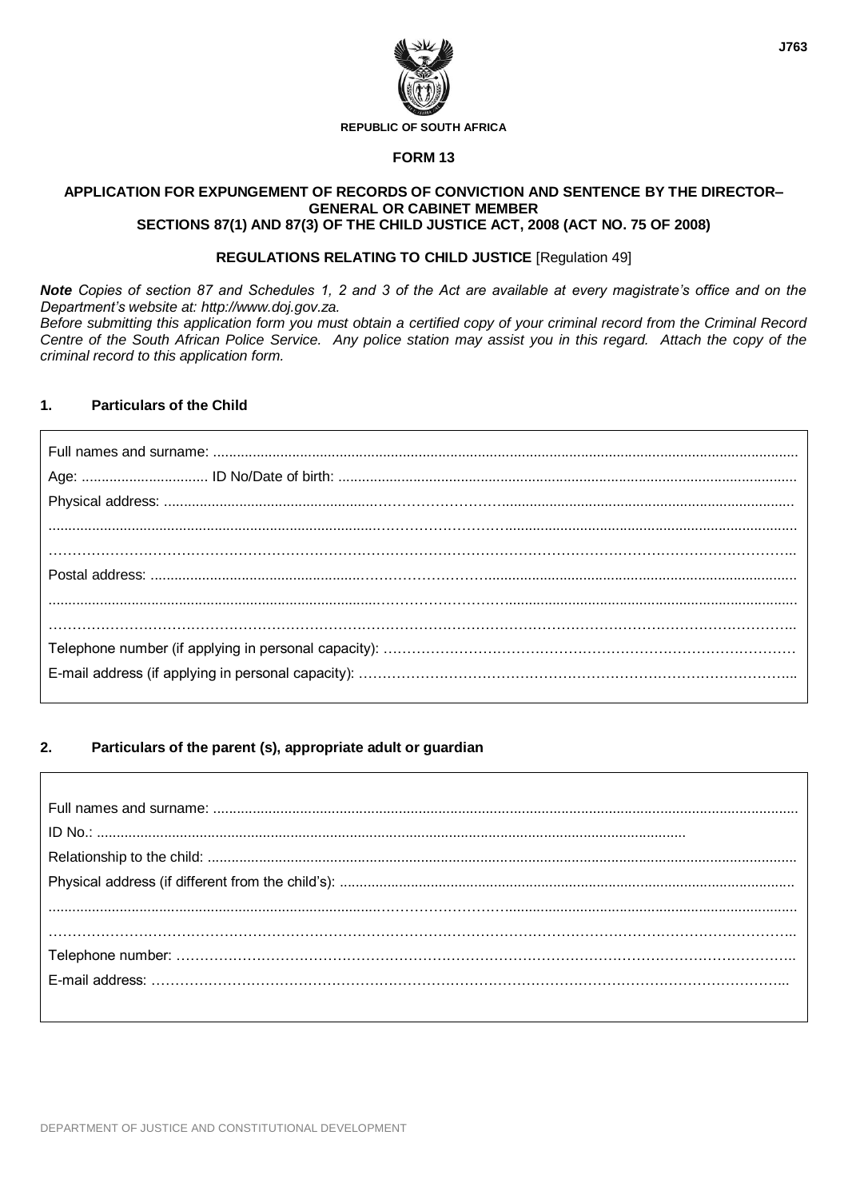J763

**REPUBLIC OF SOUTH AFRICA**

# FORM 13

## APPLICATION FOR EXPUNGEMENT OF RECORDS OF CONVICTION AND SENTENCE BY THE DIRECTOR–GENERAL OR CABINET MEMBER SECTIONS 87(1) AND 87(3) OF THE CHILD JUSTICE ACT, 2008 (ACT NO. 75 OF 2008)

**REGULATIONS RELATING TO CHILD JUSTICE** [Regulation 49]

***Note*** *Copies of section 87 and Schedules 1, 2 and 3 of the Act are available at every magistrate's office and on the Department's website at: http://www.doj.gov.za.*
*Before submitting this application form you must obtain a certified copy of your criminal record from the Criminal Record Centre of the South African Police Service. Any police station may assist you in this regard. Attach the copy of the criminal record to this application form.*

### 1. Particulars of the Child

Full names and surname: ..................................................................................................................................

Age: ................................ ID No/Date of birth: ..................................................................................................

Physical address: ..............................................................................................................................................

.........................................................................................................................................................................

.........................................................................................................................................................................

Postal address: ..................................................................................................................................................

.........................................................................................................................................................................

.........................................................................................................................................................................

Telephone number (if applying in personal capacity): .......................................................................................

E-mail address (if applying in personal capacity): .............................................................................................

### 2. Particulars of the parent (s), appropriate adult or guardian

Full names and surname: ..................................................................................................................................

ID No.: ...............................................................................................................................................

Relationship to the child: ..................................................................................................................................

Physical address (if different from the child's): .................................................................................................

.........................................................................................................................................................................

.........................................................................................................................................................................

Telephone number: ..........................................................................................................................................

E-mail address: ...............................................................................................................................................

DEPARTMENT OF JUSTICE AND CONSTITUTIONAL DEVELOPMENT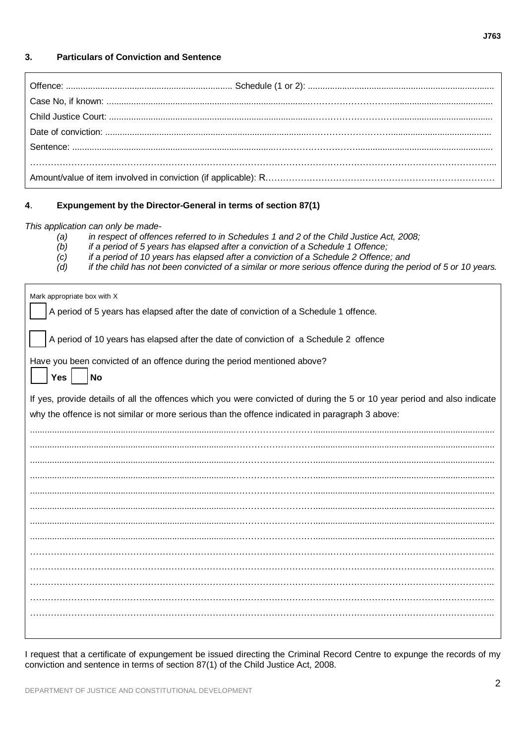## 3. Particulars of Conviction and Sentence

Offence: .................................................................... Schedule (1 or 2): ...........................................................................

Case No, if known: ...........................................................................................................................................

Child Justice Court: ...........................................................................................................................................

Date of conviction: ...........................................................................................................................................

Sentence: ...........................................................................................................................................

...........................................................................................................................................................

Amount/value of item involved in conviction (if applicable): R..........................................................................

## 4. Expungement by the Director-General in terms of section 87(1)

*This application can only be made-*

*(a) in respect of offences referred to in Schedules 1 and 2 of the Child Justice Act, 2008;*
*(b) if a period of 5 years has elapsed after a conviction of a Schedule 1 Offence;*
*(c) if a period of 10 years has elapsed after a conviction of a Schedule 2 Offence; and*
*(d) if the child has not been convicted of a similar or more serious offence during the period of 5 or 10 years.*

Mark appropriate box with X

☐ A period of 5 years has elapsed after the date of conviction of a Schedule 1 offence.

☐ A period of 10 years has elapsed after the date of conviction of a Schedule 2 offence

Have you been convicted of an offence during the period mentioned above?

☐ **Yes** ☐ **No**

If yes, provide details of all the offences which you were convicted of during the 5 or 10 year period and also indicate why the offence is not similar or more serious than the offence indicated in paragraph 3 above:

...........................................................................................................................................................

...........................................................................................................................................................

...........................................................................................................................................................

...........................................................................................................................................................

...........................................................................................................................................................

...........................................................................................................................................................

...........................................................................................................................................................

...........................................................................................................................................................

...........................................................................................................................................................

...........................................................................................................................................................

...........................................................................................................................................................

...........................................................................................................................................................

...........................................................................................................................................................

I request that a certificate of expungement be issued directing the Criminal Record Centre to expunge the records of my conviction and sentence in terms of section 87(1) of the Child Justice Act, 2008.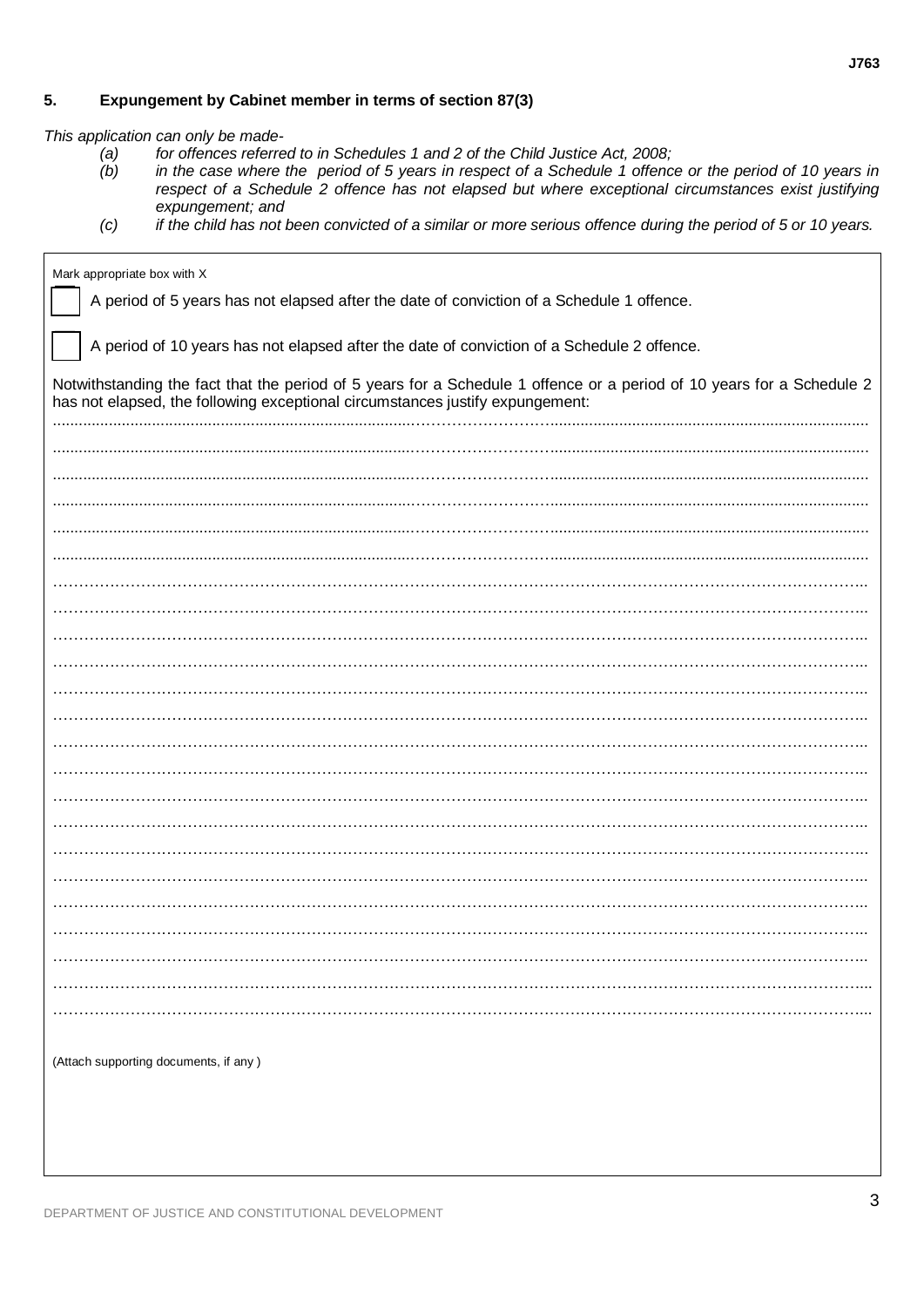## 5. Expungement by Cabinet member in terms of section 87(3)

*This application can only be made-*

*(a) for offences referred to in Schedules 1 and 2 of the Child Justice Act, 2008;*

*(b) in the case where the period of 5 years in respect of a Schedule 1 offence or the period of 10 years in respect of a Schedule 2 offence has not elapsed but where exceptional circumstances exist justifying expungement; and*

*(c) if the child has not been convicted of a similar or more serious offence during the period of 5 or 10 years.*

Mark appropriate box with X

☐ A period of 5 years has not elapsed after the date of conviction of a Schedule 1 offence.

☐ A period of 10 years has not elapsed after the date of conviction of a Schedule 2 offence.

Notwithstanding the fact that the period of 5 years for a Schedule 1 offence or a period of 10 years for a Schedule 2 has not elapsed, the following exceptional circumstances justify expungement:

..........................................................................................................................................................................

..........................................................................................................................................................................

..........................................................................................................................................................................

..........................................................................................................................................................................

..........................................................................................................................................................................

..........................................................................................................................................................................

..........................................................................................................................................................................

..........................................................................................................................................................................

..........................................................................................................................................................................

..........................................................................................................................................................................

..........................................................................................................................................................................

..........................................................................................................................................................................

..........................................................................................................................................................................

..........................................................................................................................................................................

..........................................................................................................................................................................

..........................................................................................................................................................................

..........................................................................................................................................................................

..........................................................................................................................................................................

..........................................................................................................................................................................

..........................................................................................................................................................................

..........................................................................................................................................................................

..........................................................................................................................................................................

..........................................................................................................................................................................

(Attach supporting documents, if any )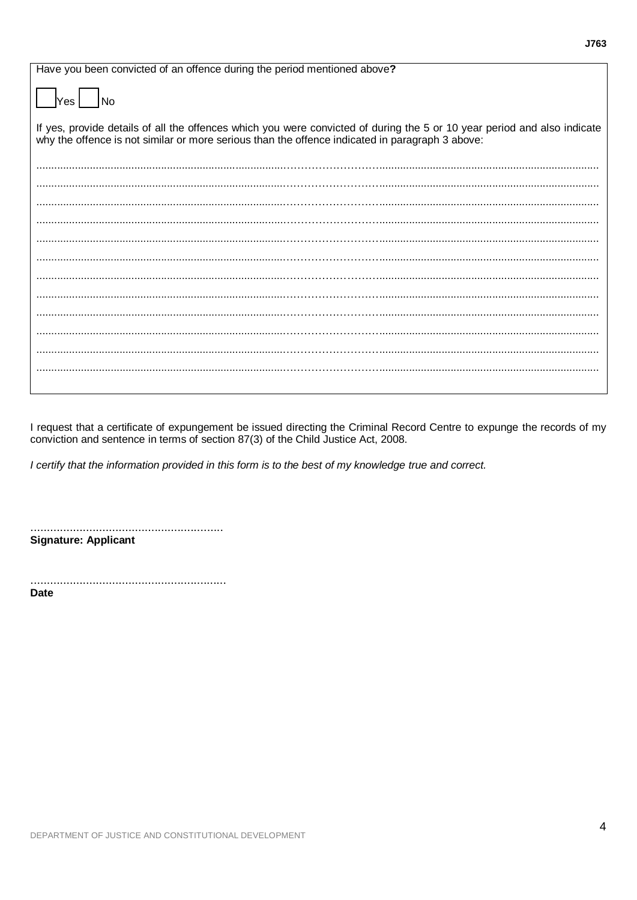Have you been convicted of an offence during the period mentioned above**?**

☐ Yes ☐ No

If yes, provide details of all the offences which you were convicted of during the 5 or 10 year period and also indicate why the offence is not similar or more serious than the offence indicated in paragraph 3 above:

.....................................................................................................................................................................................................

.....................................................................................................................................................................................................

.....................................................................................................................................................................................................

.....................................................................................................................................................................................................

.....................................................................................................................................................................................................

.....................................................................................................................................................................................................

.....................................................................................................................................................................................................

.....................................................................................................................................................................................................

.....................................................................................................................................................................................................

.....................................................................................................................................................................................................

.....................................................................................................................................................................................................

.....................................................................................................................................................................................................

I request that a certificate of expungement be issued directing the Criminal Record Centre to expunge the records of my conviction and sentence in terms of section 87(3) of the Child Justice Act, 2008.

*I certify that the information provided in this form is to the best of my knowledge true and correct.*

..........................................................

**Signature: Applicant**

..........................................................

**Date**